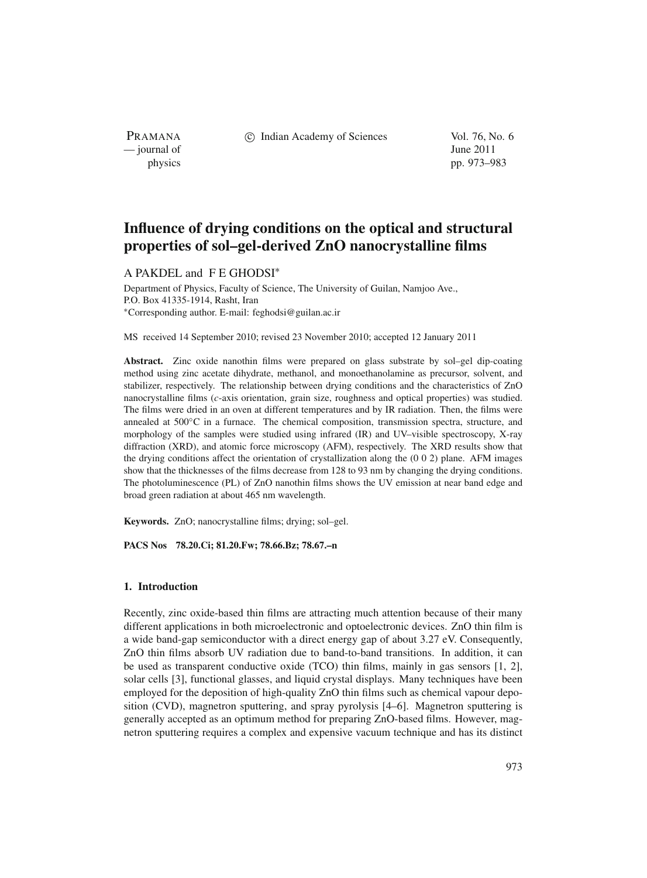# Influence of drying conditions on the optical and structural properties of sol–gel-derived ZnO nanocrystalline films

A PAKDEL and F E GHODSI*

Department of Physics, Faculty of Science, The University of Guilan, Namjoo Ave., P.O. Box 41335-1914, Rasht, Iran

*Corresponding author. E-mail: feghodsi@guilan.ac.ir

MS received 14 September 2010; revised 23 November 2010; accepted 12 January 2011

**Abstract.** Zinc oxide nanothin films were prepared on glass substrate by sol–gel dip-coating method using zinc acetate dihydrate, methanol, and monoethanolamine as precursor, solvent, and stabilizer, respectively. The relationship between drying conditions and the characteristics of ZnO nanocrystalline films (*c*-axis orientation, grain size, roughness and optical properties) was studied. The films were dried in an oven at different temperatures and by IR radiation. Then, the films were annealed at 500°C in a furnace. The chemical composition, transmission spectra, structure, and morphology of the samples were studied using infrared (IR) and UV–visible spectroscopy, X-ray diffraction (XRD), and atomic force microscopy (AFM), respectively. The XRD results show that the drying conditions affect the orientation of crystallization along the (0 0 2) plane. AFM images show that the thicknesses of the films decrease from 128 to 93 nm by changing the drying conditions. The photoluminescence (PL) of ZnO nanothin films shows the UV emission at near band edge and broad green radiation at about 465 nm wavelength.

**Keywords.** ZnO; nanocrystalline films; drying; sol–gel.

**PACS Nos** 78.20.Ci; 81.20.Fw; 78.66.Bz; 78.67.–n

## 1. Introduction

Recently, zinc oxide-based thin films are attracting much attention because of their many different applications in both microelectronic and optoelectronic devices. ZnO thin film is a wide band-gap semiconductor with a direct energy gap of about 3.27 eV. Consequently, ZnO thin films absorb UV radiation due to band-to-band transitions. In addition, it can be used as transparent conductive oxide (TCO) thin films, mainly in gas sensors [1, 2], solar cells [3], functional glasses, and liquid crystal displays. Many techniques have been employed for the deposition of high-quality ZnO thin films such as chemical vapour deposition (CVD), magnetron sputtering, and spray pyrolysis [4–6]. Magnetron sputtering is generally accepted as an optimum method for preparing ZnO-based films. However, magnetron sputtering requires a complex and expensive vacuum technique and has its distinct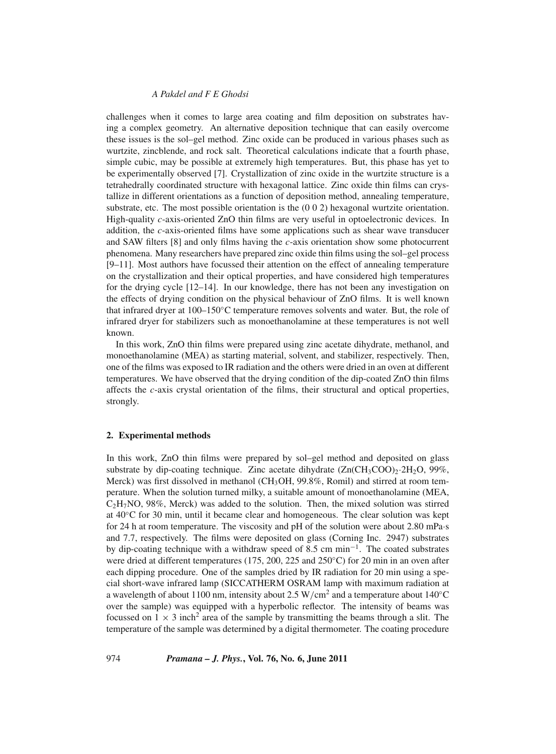challenges when it comes to large area coating and film deposition on substrates having a complex geometry. An alternative deposition technique that can easily overcome these issues is the sol–gel method. Zinc oxide can be produced in various phases such as wurtzite, zincblende, and rock salt. Theoretical calculations indicate that a fourth phase, simple cubic, may be possible at extremely high temperatures. But, this phase has yet to be experimentally observed [7]. Crystallization of zinc oxide in the wurtzite structure is a tetrahedrally coordinated structure with hexagonal lattice. Zinc oxide thin films can crystallize in different orientations as a function of deposition method, annealing temperature, substrate, etc. The most possible orientation is the (0 0 2) hexagonal wurtzite orientation. High-quality *c*-axis-oriented ZnO thin films are very useful in optoelectronic devices. In addition, the *c*-axis-oriented films have some applications such as shear wave transducer and SAW filters [8] and only films having the *c*-axis orientation show some photocurrent phenomena. Many researchers have prepared zinc oxide thin films using the sol–gel process [9–11]. Most authors have focussed their attention on the effect of annealing temperature on the crystallization and their optical properties, and have considered high temperatures for the drying cycle [12–14]. In our knowledge, there has not been any investigation on the effects of drying condition on the physical behaviour of ZnO films. It is well known that infrared dryer at 100–150°C temperature removes solvents and water. But, the role of infrared dryer for stabilizers such as monoethanolamine at these temperatures is not well known.

In this work, ZnO thin films were prepared using zinc acetate dihydrate, methanol, and monoethanolamine (MEA) as starting material, solvent, and stabilizer, respectively. Then, one of the films was exposed to IR radiation and the others were dried in an oven at different temperatures. We have observed that the drying condition of the dip-coated ZnO thin films affects the *c*-axis crystal orientation of the films, their structural and optical properties, strongly.

## 2. Experimental methods

In this work, ZnO thin films were prepared by sol–gel method and deposited on glass substrate by dip-coating technique. Zinc acetate dihydrate ($Zn(CH_3COO)_2{\cdot}2H_2O$, 99%, Merck) was first dissolved in methanol ($CH_3OH$, 99.8%, Romil) and stirred at room temperature. When the solution turned milky, a suitable amount of monoethanolamine (MEA, $C_2H_7NO$, 98%, Merck) was added to the solution. Then, the mixed solution was stirred at 40°C for 30 min, until it became clear and homogeneous. The clear solution was kept for 24 h at room temperature. The viscosity and pH of the solution were about 2.80 mPa·s and 7.7, respectively. The films were deposited on glass (Corning Inc. 2947) substrates by dip-coating technique with a withdraw speed of 8.5 cm $\text{min}^{-1}$. The coated substrates were dried at different temperatures (175, 200, 225 and 250°C) for 20 min in an oven after each dipping procedure. One of the samples dried by IR radiation for 20 min using a special short-wave infrared lamp (SICCATHERM OSRAM lamp with maximum radiation at a wavelength of about 1100 nm, intensity about 2.5 $\text{W/cm}^2$ and a temperature about 140°C over the sample) was equipped with a hyperbolic reflector. The intensity of beams was focussed on $1 \times 3$ $\text{inch}^2$ area of the sample by transmitting the beams through a slit. The temperature of the sample was determined by a digital thermometer. The coating procedure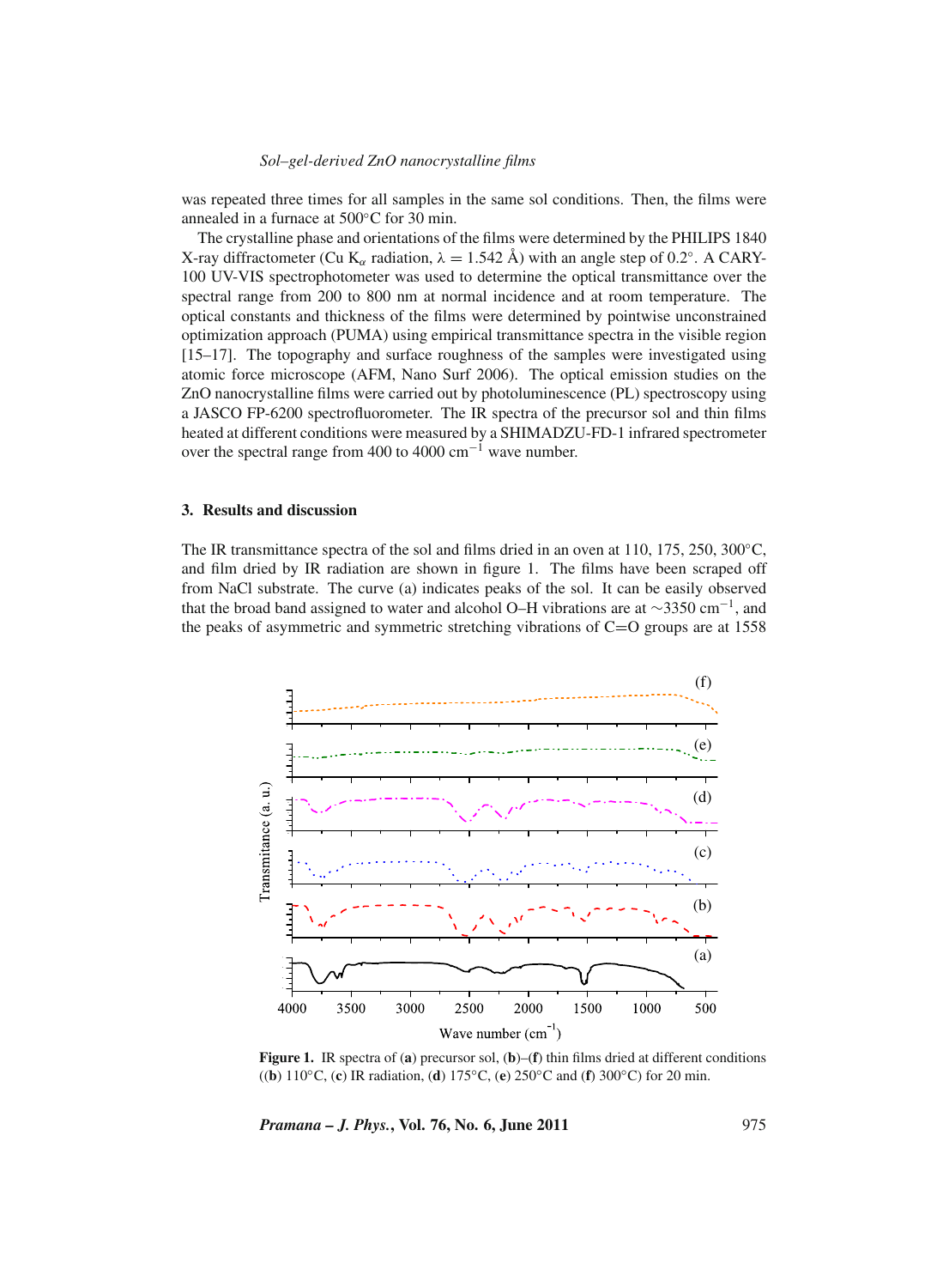was repeated three times for all samples in the same sol conditions. Then, the films were annealed in a furnace at 500°C for 30 min.

The crystalline phase and orientations of the films were determined by the PHILIPS 1840 X-ray diffractometer (Cu $K_\alpha$ radiation, $\lambda = 1.542$ Å) with an angle step of 0.2°. A CARY-100 UV-VIS spectrophotometer was used to determine the optical transmittance over the spectral range from 200 to 800 nm at normal incidence and at room temperature. The optical constants and thickness of the films were determined by pointwise unconstrained optimization approach (PUMA) using empirical transmittance spectra in the visible region [15–17]. The topography and surface roughness of the samples were investigated using atomic force microscope (AFM, Nano Surf 2006). The optical emission studies on the ZnO nanocrystalline films were carried out by photoluminescence (PL) spectroscopy using a JASCO FP-6200 spectrofluorometer. The IR spectra of the precursor sol and thin films heated at different conditions were measured by a SHIMADZU-FD-1 infrared spectrometer over the spectral range from 400 to 4000 $cm^{-1}$ wave number.

## 3. Results and discussion

The IR transmittance spectra of the sol and films dried in an oven at 110, 175, 250, 300°C, and film dried by IR radiation are shown in figure 1. The films have been scraped off from NaCl substrate. The curve (a) indicates peaks of the sol. It can be easily observed that the broad band assigned to water and alcohol O–H vibrations are at ~3350 $cm^{-1}$, and the peaks of asymmetric and symmetric stretching vibrations of C=O groups are at 1558

**Figure 1.** IR spectra of (**a**) precursor sol, (**b**)–(**f**) thin films dried at different conditions ((**b**) 110°C, (**c**) IR radiation, (**d**) 175°C, (**e**) 250°C and (**f**) 300°C) for 20 min.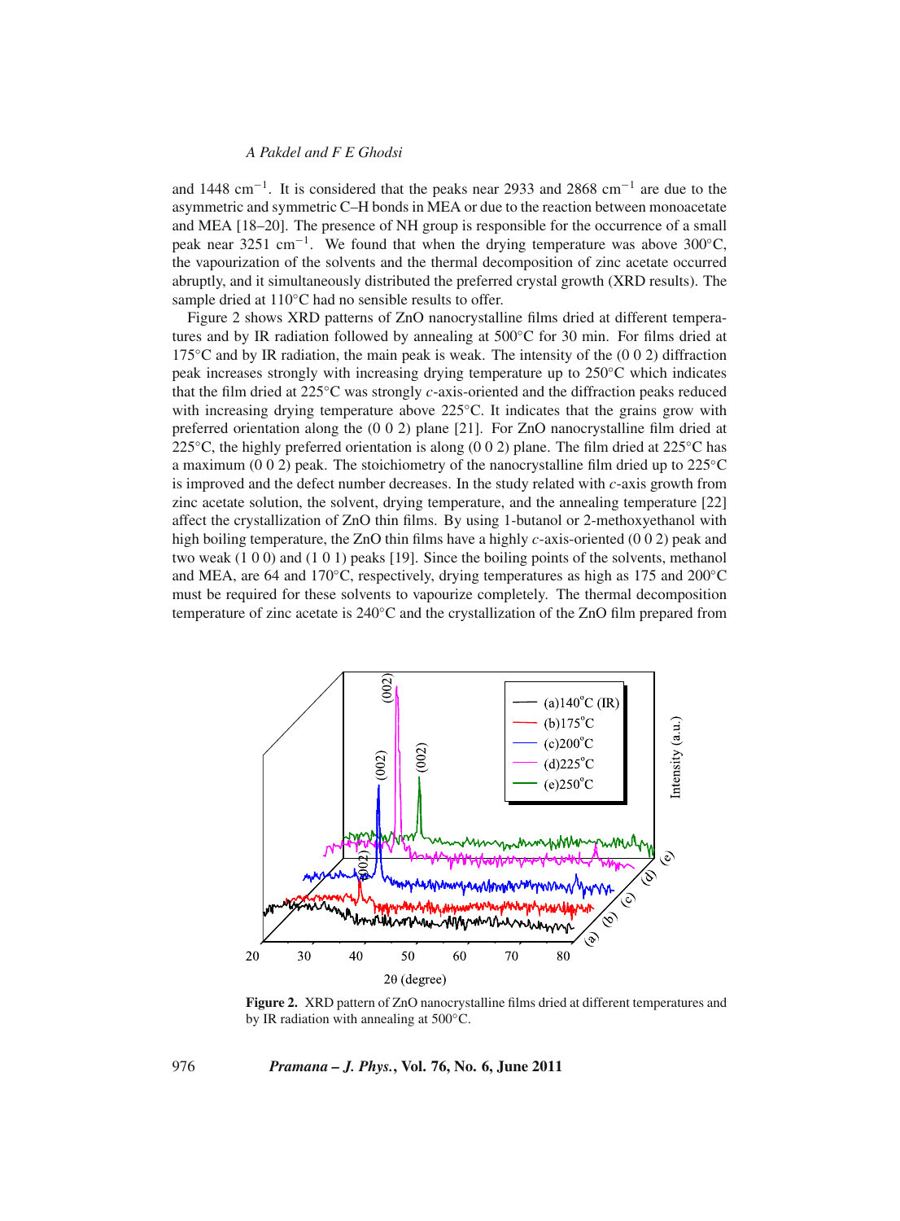and 1448 cm$^{-1}$. It is considered that the peaks near 2933 and 2868 cm$^{-1}$ are due to the asymmetric and symmetric C–H bonds in MEA or due to the reaction between monoacetate and MEA [18–20]. The presence of NH group is responsible for the occurrence of a small peak near 3251 cm$^{-1}$. We found that when the drying temperature was above 300°C, the vapourization of the solvents and the thermal decomposition of zinc acetate occurred abruptly, and it simultaneously distributed the preferred crystal growth (XRD results). The sample dried at 110°C had no sensible results to offer.

Figure 2 shows XRD patterns of ZnO nanocrystalline films dried at different temperatures and by IR radiation followed by annealing at 500°C for 30 min. For films dried at 175°C and by IR radiation, the main peak is weak. The intensity of the (0 0 2) diffraction peak increases strongly with increasing drying temperature up to 250°C which indicates that the film dried at 225°C was strongly *c*-axis-oriented and the diffraction peaks reduced with increasing drying temperature above 225°C. It indicates that the grains grow with preferred orientation along the (0 0 2) plane [21]. For ZnO nanocrystalline film dried at 225°C, the highly preferred orientation is along (0 0 2) plane. The film dried at 225°C has a maximum (0 0 2) peak. The stoichiometry of the nanocrystalline film dried up to 225°C is improved and the defect number decreases. In the study related with *c*-axis growth from zinc acetate solution, the solvent, drying temperature, and the annealing temperature [22] affect the crystallization of ZnO thin films. By using 1-butanol or 2-methoxyethanol with high boiling temperature, the ZnO thin films have a highly *c*-axis-oriented (0 0 2) peak and two weak (1 0 0) and (1 0 1) peaks [19]. Since the boiling points of the solvents, methanol and MEA, are 64 and 170°C, respectively, drying temperatures as high as 175 and 200°C must be required for these solvents to vapourize completely. The thermal decomposition temperature of zinc acetate is 240°C and the crystallization of the ZnO film prepared from

**Figure 2.** XRD pattern of ZnO nanocrystalline films dried at different temperatures and by IR radiation with annealing at 500°C.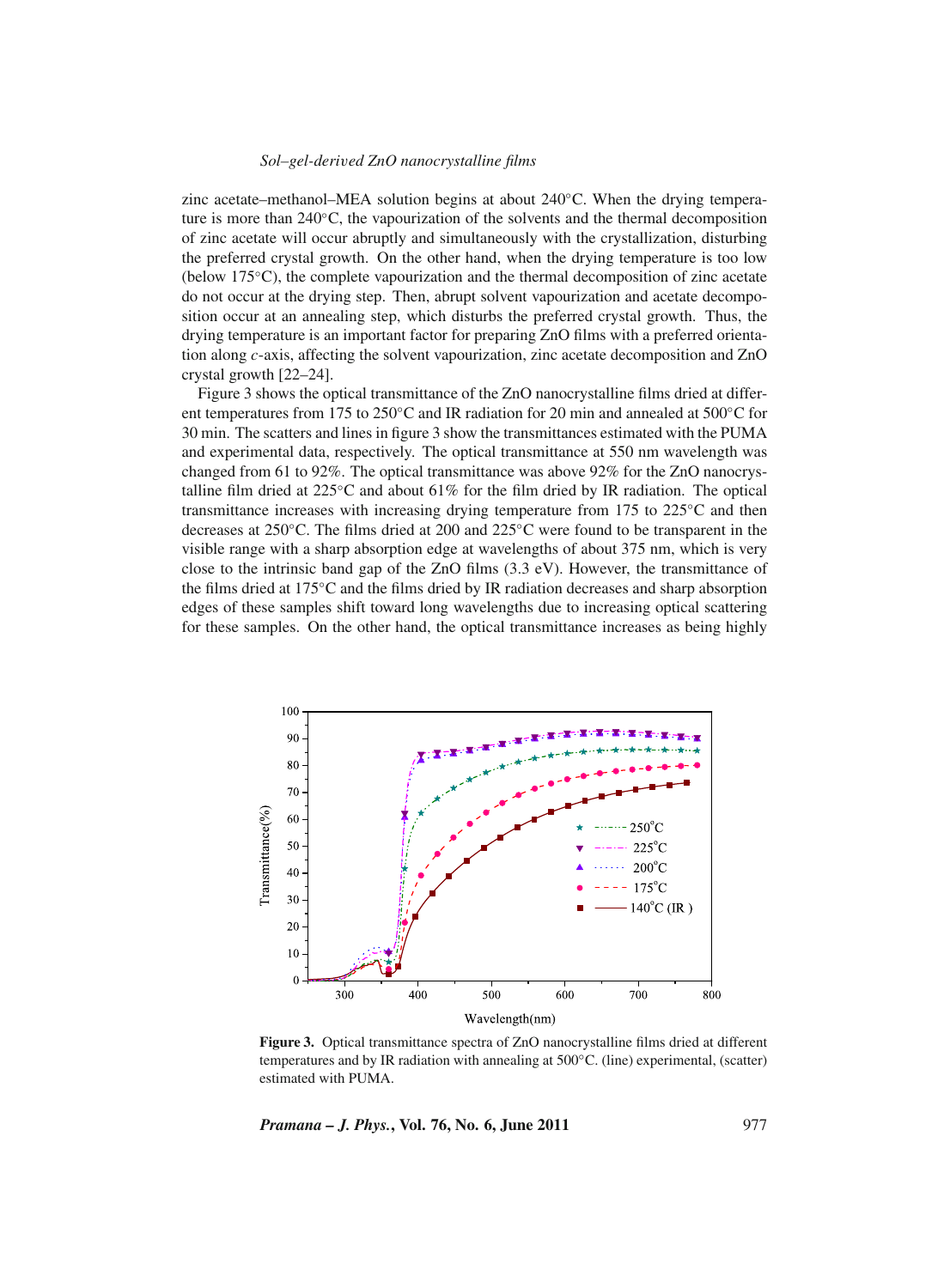zinc acetate–methanol–MEA solution begins at about 240°C. When the drying temperature is more than 240°C, the vapourization of the solvents and the thermal decomposition of zinc acetate will occur abruptly and simultaneously with the crystallization, disturbing the preferred crystal growth. On the other hand, when the drying temperature is too low (below 175°C), the complete vapourization and the thermal decomposition of zinc acetate do not occur at the drying step. Then, abrupt solvent vapourization and acetate decomposition occur at an annealing step, which disturbs the preferred crystal growth. Thus, the drying temperature is an important factor for preparing ZnO films with a preferred orientation along *c*-axis, affecting the solvent vapourization, zinc acetate decomposition and ZnO crystal growth [22–24].

Figure 3 shows the optical transmittance of the ZnO nanocrystalline films dried at different temperatures from 175 to 250°C and IR radiation for 20 min and annealed at 500°C for 30 min. The scatters and lines in figure 3 show the transmittances estimated with the PUMA and experimental data, respectively. The optical transmittance at 550 nm wavelength was changed from 61 to 92%. The optical transmittance was above 92% for the ZnO nanocrystalline film dried at 225°C and about 61% for the film dried by IR radiation. The optical transmittance increases with increasing drying temperature from 175 to 225°C and then decreases at 250°C. The films dried at 200 and 225°C were found to be transparent in the visible range with a sharp absorption edge at wavelengths of about 375 nm, which is very close to the intrinsic band gap of the ZnO films (3.3 eV). However, the transmittance of the films dried at 175°C and the films dried by IR radiation decreases and sharp absorption edges of these samples shift toward long wavelengths due to increasing optical scattering for these samples. On the other hand, the optical transmittance increases as being highly

**Figure 3.** Optical transmittance spectra of ZnO nanocrystalline films dried at different temperatures and by IR radiation with annealing at 500°C. (line) experimental, (scatter) estimated with PUMA.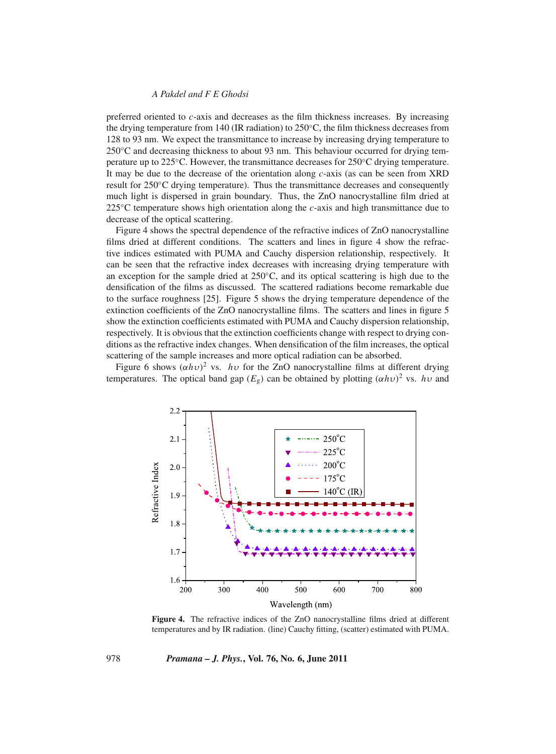preferred oriented to $c$-axis and decreases as the film thickness increases. By increasing the drying temperature from 140 (IR radiation) to 250°C, the film thickness decreases from 128 to 93 nm. We expect the transmittance to increase by increasing drying temperature to 250°C and decreasing thickness to about 93 nm. This behaviour occurred for drying temperature up to 225°C. However, the transmittance decreases for 250°C drying temperature. It may be due to the decrease of the orientation along $c$-axis (as can be seen from XRD result for 250°C drying temperature). Thus the transmittance decreases and consequently much light is dispersed in grain boundary. Thus, the ZnO nanocrystalline film dried at 225°C temperature shows high orientation along the $c$-axis and high transmittance due to decrease of the optical scattering.

Figure 4 shows the spectral dependence of the refractive indices of ZnO nanocrystalline films dried at different conditions. The scatters and lines in figure 4 show the refractive indices estimated with PUMA and Cauchy dispersion relationship, respectively. It can be seen that the refractive index decreases with increasing drying temperature with an exception for the sample dried at 250°C, and its optical scattering is high due to the densification of the films as discussed. The scattered radiations become remarkable due to the surface roughness [25]. Figure 5 shows the drying temperature dependence of the extinction coefficients of the ZnO nanocrystalline films. The scatters and lines in figure 5 show the extinction coefficients estimated with PUMA and Cauchy dispersion relationship, respectively. It is obvious that the extinction coefficients change with respect to drying conditions as the refractive index changes. When densification of the film increases, the optical scattering of the sample increases and more optical radiation can be absorbed.

Figure 6 shows $(\alpha h\upsilon)^2$ vs. $h\upsilon$ for the ZnO nanocrystalline films at different drying temperatures. The optical band gap ($E_g$) can be obtained by plotting $(\alpha h\upsilon)^2$ vs. $h\upsilon$ and

**Figure 4.** The refractive indices of the ZnO nanocrystalline films dried at different temperatures and by IR radiation. (line) Cauchy fitting, (scatter) estimated with PUMA.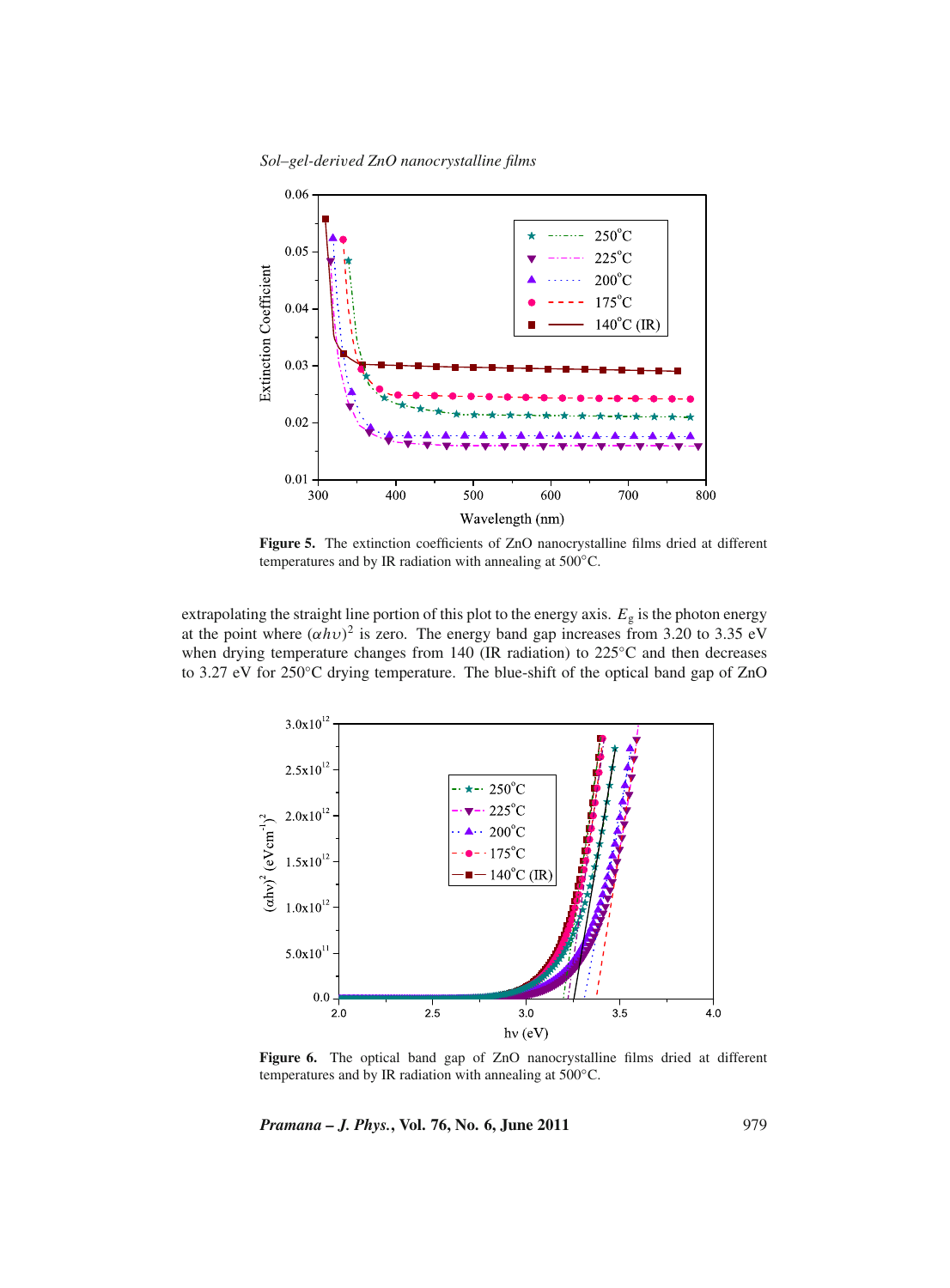**Figure 5.** The extinction coefficients of ZnO nanocrystalline films dried at different temperatures and by IR radiation with annealing at 500°C.

extrapolating the straight line portion of this plot to the energy axis. $E_g$ is the photon energy at the point where $(\alpha h\upsilon)^2$ is zero. The energy band gap increases from 3.20 to 3.35 eV when drying temperature changes from 140 (IR radiation) to 225°C and then decreases to 3.27 eV for 250°C drying temperature. The blue-shift of the optical band gap of ZnO

**Figure 6.** The optical band gap of ZnO nanocrystalline films dried at different temperatures and by IR radiation with annealing at 500°C.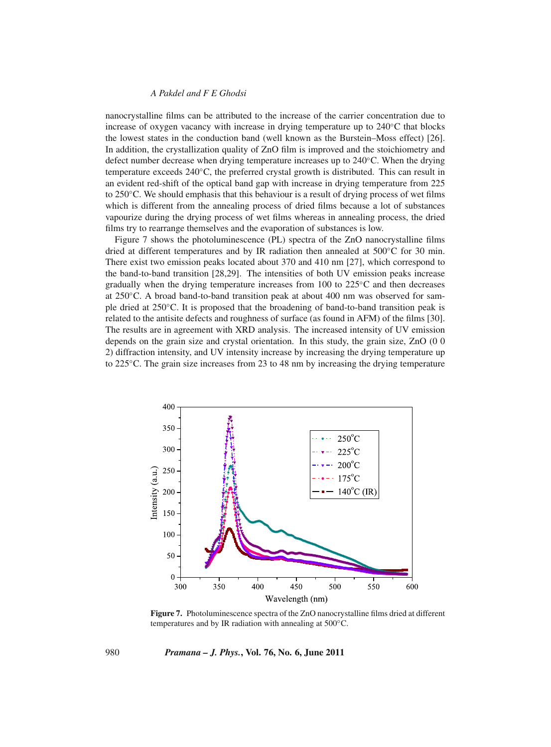nanocrystalline films can be attributed to the increase of the carrier concentration due to increase of oxygen vacancy with increase in drying temperature up to 240°C that blocks the lowest states in the conduction band (well known as the Burstein–Moss effect) [26]. In addition, the crystallization quality of ZnO film is improved and the stoichiometry and defect number decrease when drying temperature increases up to 240°C. When the drying temperature exceeds 240°C, the preferred crystal growth is distributed. This can result in an evident red-shift of the optical band gap with increase in drying temperature from 225 to 250°C. We should emphasis that this behaviour is a result of drying process of wet films which is different from the annealing process of dried films because a lot of substances vapourize during the drying process of wet films whereas in annealing process, the dried films try to rearrange themselves and the evaporation of substances is low.

Figure 7 shows the photoluminescence (PL) spectra of the ZnO nanocrystalline films dried at different temperatures and by IR radiation then annealed at 500°C for 30 min. There exist two emission peaks located about 370 and 410 nm [27], which correspond to the band-to-band transition [28,29]. The intensities of both UV emission peaks increase gradually when the drying temperature increases from 100 to 225°C and then decreases at 250°C. A broad band-to-band transition peak at about 400 nm was observed for sample dried at 250°C. It is proposed that the broadening of band-to-band transition peak is related to the antisite defects and roughness of surface (as found in AFM) of the films [30]. The results are in agreement with XRD analysis. The increased intensity of UV emission depends on the grain size and crystal orientation. In this study, the grain size, ZnO (0 0 2) diffraction intensity, and UV intensity increase by increasing the drying temperature up to 225°C. The grain size increases from 23 to 48 nm by increasing the drying temperature

**Figure 7.** Photoluminescence spectra of the ZnO nanocrystalline films dried at different temperatures and by IR radiation with annealing at 500°C.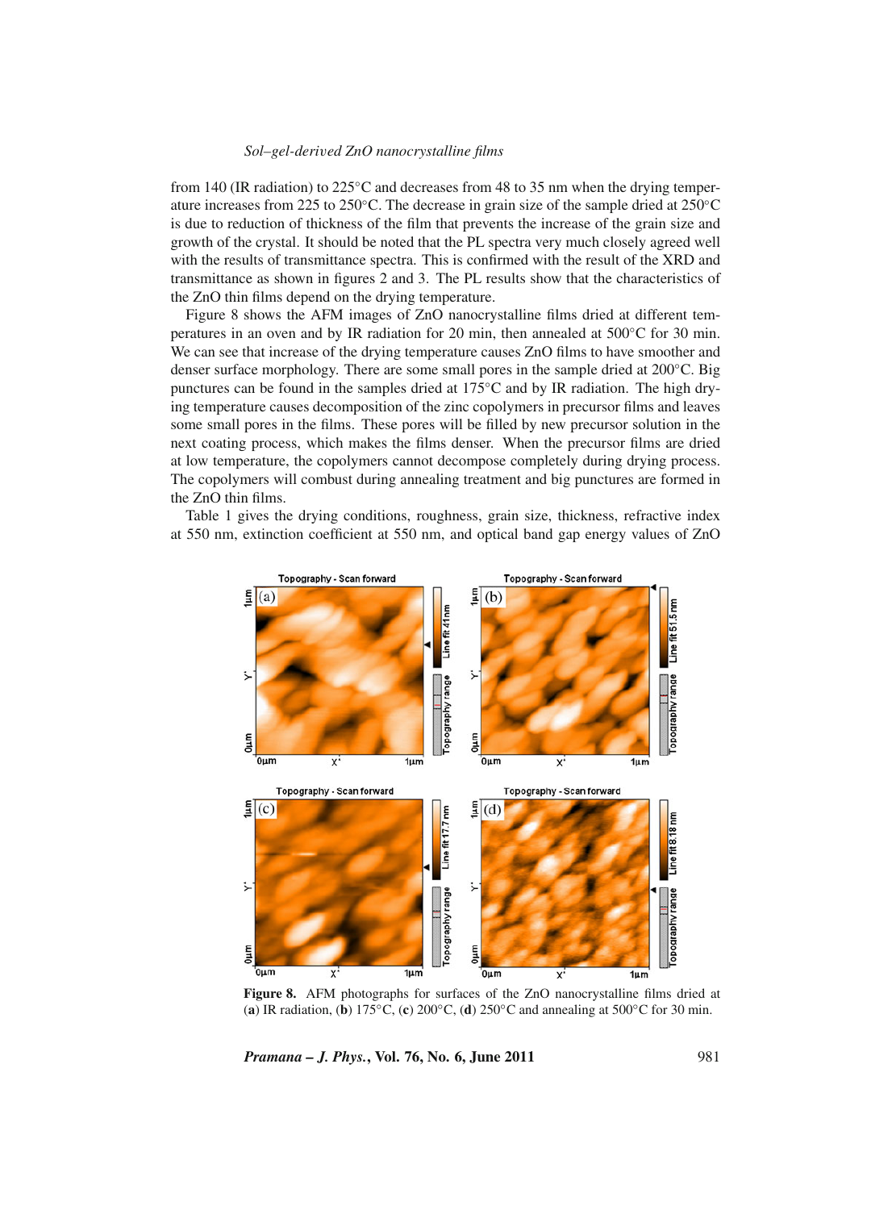from 140 (IR radiation) to 225°C and decreases from 48 to 35 nm when the drying temperature increases from 225 to 250°C. The decrease in grain size of the sample dried at 250°C is due to reduction of thickness of the film that prevents the increase of the grain size and growth of the crystal. It should be noted that the PL spectra very much closely agreed well with the results of transmittance spectra. This is confirmed with the result of the XRD and transmittance as shown in figures 2 and 3. The PL results show that the characteristics of the ZnO thin films depend on the drying temperature.

Figure 8 shows the AFM images of ZnO nanocrystalline films dried at different temperatures in an oven and by IR radiation for 20 min, then annealed at 500°C for 30 min. We can see that increase of the drying temperature causes ZnO films to have smoother and denser surface morphology. There are some small pores in the sample dried at 200°C. Big punctures can be found in the samples dried at 175°C and by IR radiation. The high drying temperature causes decomposition of the zinc copolymers in precursor films and leaves some small pores in the films. These pores will be filled by new precursor solution in the next coating process, which makes the films denser. When the precursor films are dried at low temperature, the copolymers cannot decompose completely during drying process. The copolymers will combust during annealing treatment and big punctures are formed in the ZnO thin films.

Table 1 gives the drying conditions, roughness, grain size, thickness, refractive index at 550 nm, extinction coefficient at 550 nm, and optical band gap energy values of ZnO

**Figure 8.** AFM photographs for surfaces of the ZnO nanocrystalline films dried at (**a**) IR radiation, (**b**) 175°C, (**c**) 200°C, (**d**) 250°C and annealing at 500°C for 30 min.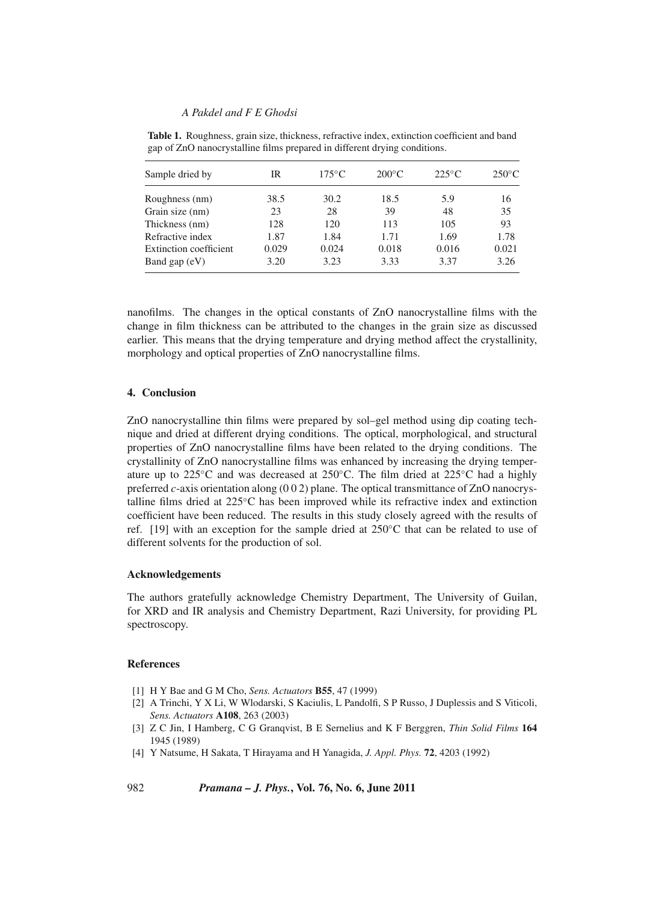**Table 1.** Roughness, grain size, thickness, refractive index, extinction coefficient and band gap of ZnO nanocrystalline films prepared in different drying conditions.

| Sample dried by | IR | 175°C | 200°C | 225°C | 250°C |
|---|---|---|---|---|---|
| Roughness (nm) | 38.5 | 30.2 | 18.5 | 5.9 | 16 |
| Grain size (nm) | 23 | 28 | 39 | 48 | 35 |
| Thickness (nm) | 128 | 120 | 113 | 105 | 93 |
| Refractive index | 1.87 | 1.84 | 1.71 | 1.69 | 1.78 |
| Extinction coefficient | 0.029 | 0.024 | 0.018 | 0.016 | 0.021 |
| Band gap (eV) | 3.20 | 3.23 | 3.33 | 3.37 | 3.26 |

nanofilms. The changes in the optical constants of ZnO nanocrystalline films with the change in film thickness can be attributed to the changes in the grain size as discussed earlier. This means that the drying temperature and drying method affect the crystallinity, morphology and optical properties of ZnO nanocrystalline films.

## 4. Conclusion

ZnO nanocrystalline thin films were prepared by sol–gel method using dip coating technique and dried at different drying conditions. The optical, morphological, and structural properties of ZnO nanocrystalline films have been related to the drying conditions. The crystallinity of ZnO nanocrystalline films was enhanced by increasing the drying temperature up to 225°C and was decreased at 250°C. The film dried at 225°C had a highly preferred *c*-axis orientation along (0 0 2) plane. The optical transmittance of ZnO nanocrystalline films dried at 225°C has been improved while its refractive index and extinction coefficient have been reduced. The results in this study closely agreed with the results of ref. [19] with an exception for the sample dried at 250°C that can be related to use of different solvents for the production of sol.

### Acknowledgements

The authors gratefully acknowledge Chemistry Department, The University of Guilan, for XRD and IR analysis and Chemistry Department, Razi University, for providing PL spectroscopy.

### References

[1] H Y Bae and G M Cho, *Sens. Actuators* **B55**, 47 (1999)

[2] A Trinchi, Y X Li, W Wlodarski, S Kaciulis, L Pandolfi, S P Russo, J Duplessis and S Viticoli, *Sens. Actuators* **A108**, 263 (2003)

[3] Z C Jin, I Hamberg, C G Granqvist, B E Sernelius and K F Berggren, *Thin Solid Films* **164** 1945 (1989)

[4] Y Natsume, H Sakata, T Hirayama and H Yanagida, *J. Appl. Phys.* **72**, 4203 (1992)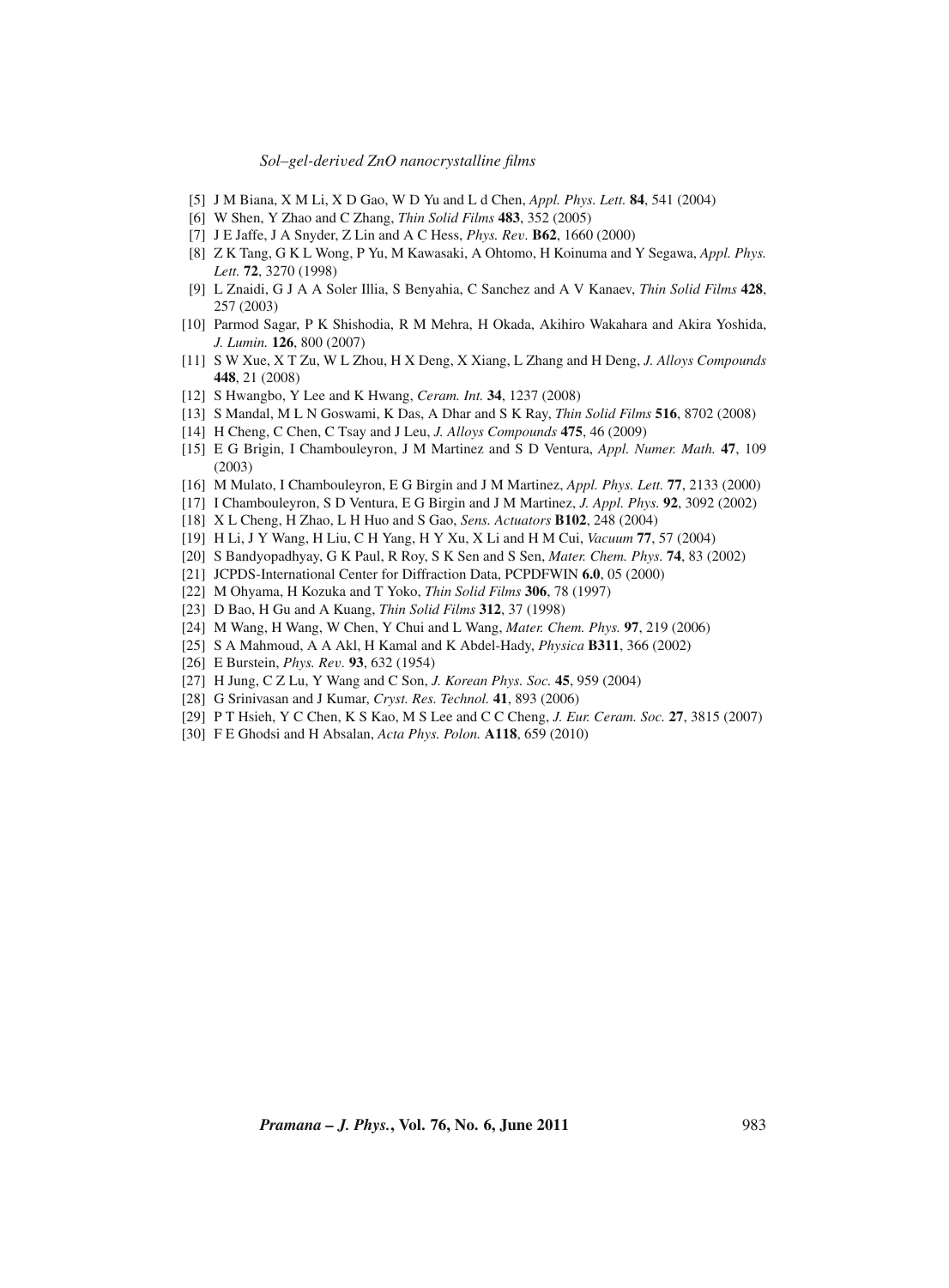[5] J M Biana, X M Li, X D Gao, W D Yu and L d Chen, *Appl. Phys. Lett.* **84**, 541 (2004)

[6] W Shen, Y Zhao and C Zhang, *Thin Solid Films* **483**, 352 (2005)

[7] J E Jaffe, J A Snyder, Z Lin and A C Hess, *Phys. Rev.* **B62**, 1660 (2000)

[8] Z K Tang, G K L Wong, P Yu, M Kawasaki, A Ohtomo, H Koinuma and Y Segawa, *Appl. Phys. Lett.* **72**, 3270 (1998)

[9] L Znaidi, G J A A Soler Illia, S Benyahia, C Sanchez and A V Kanaev, *Thin Solid Films* **428**, 257 (2003)

[10] Parmod Sagar, P K Shishodia, R M Mehra, H Okada, Akihiro Wakahara and Akira Yoshida, *J. Lumin.* **126**, 800 (2007)

[11] S W Xue, X T Zu, W L Zhou, H X Deng, X Xiang, L Zhang and H Deng, *J. Alloys Compounds* **448**, 21 (2008)

[12] S Hwangbo, Y Lee and K Hwang, *Ceram. Int.* **34**, 1237 (2008)

[13] S Mandal, M L N Goswami, K Das, A Dhar and S K Ray, *Thin Solid Films* **516**, 8702 (2008)

[14] H Cheng, C Chen, C Tsay and J Leu, *J. Alloys Compounds* **475**, 46 (2009)

[15] E G Brigin, I Chambouleyron, J M Martinez and S D Ventura, *Appl. Numer. Math.* **47**, 109 (2003)

[16] M Mulato, I Chambouleyron, E G Birgin and J M Martinez, *Appl. Phys. Lett.* **77**, 2133 (2000)

[17] I Chambouleyron, S D Ventura, E G Birgin and J M Martinez, *J. Appl. Phys.* **92**, 3092 (2002)

[18] X L Cheng, H Zhao, L H Huo and S Gao, *Sens. Actuators* **B102**, 248 (2004)

[19] H Li, J Y Wang, H Liu, C H Yang, H Y Xu, X Li and H M Cui, *Vacuum* **77**, 57 (2004)

[20] S Bandyopadhyay, G K Paul, R Roy, S K Sen and S Sen, *Mater. Chem. Phys.* **74**, 83 (2002)

[21] JCPDS-International Center for Diffraction Data, PCPDFWIN **6.0**, 05 (2000)

[22] M Ohyama, H Kozuka and T Yoko, *Thin Solid Films* **306**, 78 (1997)

[23] D Bao, H Gu and A Kuang, *Thin Solid Films* **312**, 37 (1998)

[24] M Wang, H Wang, W Chen, Y Chui and L Wang, *Mater. Chem. Phys.* **97**, 219 (2006)

[25] S A Mahmoud, A A Akl, H Kamal and K Abdel-Hady, *Physica* **B311**, 366 (2002)

[26] E Burstein, *Phys. Rev.* **93**, 632 (1954)

[27] H Jung, C Z Lu, Y Wang and C Son, *J. Korean Phys. Soc.* **45**, 959 (2004)

[28] G Srinivasan and J Kumar, *Cryst. Res. Technol.* **41**, 893 (2006)

[29] P T Hsieh, Y C Chen, K S Kao, M S Lee and C C Cheng, *J. Eur. Ceram. Soc.* **27**, 3815 (2007)

[30] F E Ghodsi and H Absalan, *Acta Phys. Polon.* **A118**, 659 (2010)